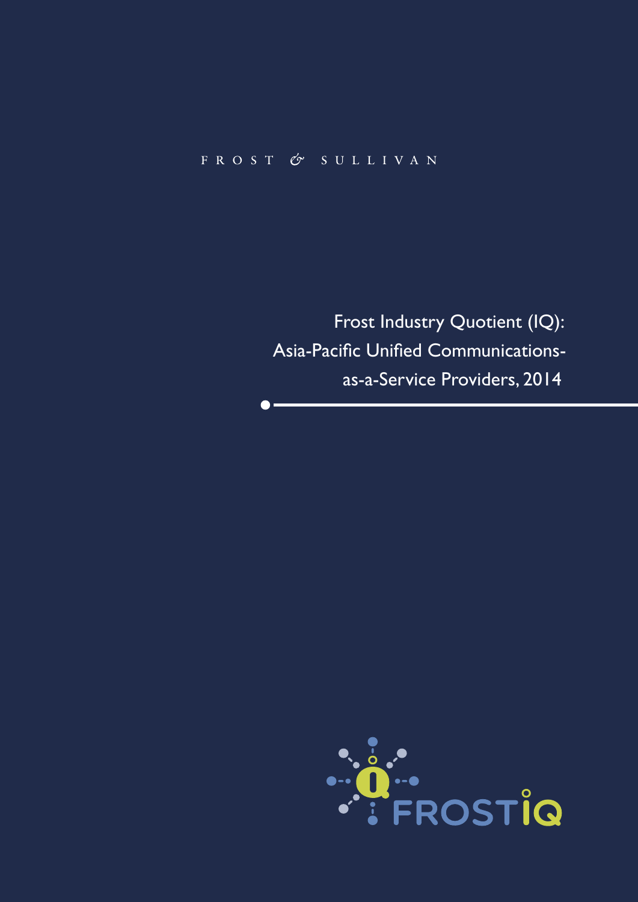FROST & SULLIVAN

# Frost Industry Quotient (IQ): Asia-Pacific Unified Communications-as-a-Service Providers, 2014

FROSTIQ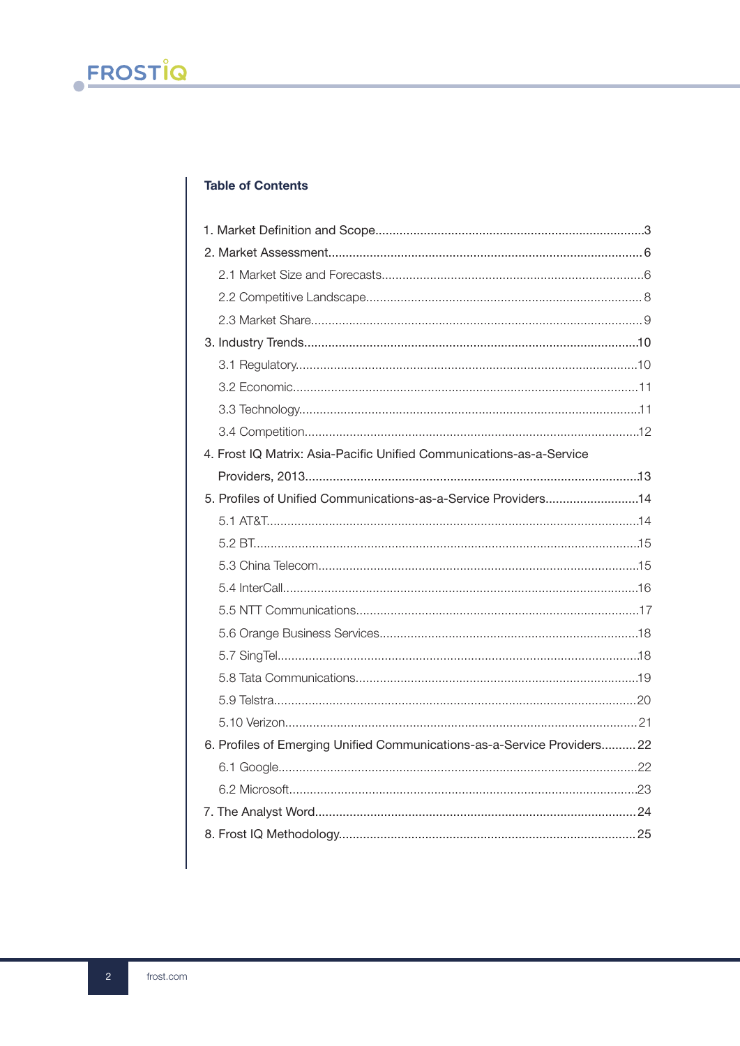## Table of Contents

1. Market Definition and Scope....................................................................3
2. Market Assessment.....................................................................................6
    2.1 Market Size and Forecasts....................................................................6
    2.2 Competitive Landscape........................................................................8
    2.3 Market Share.........................................................................................9
3. Industry Trends...........................................................................................10
    3.1 Regulatory.............................................................................................10
    3.2 Economic...............................................................................................11
    3.3 Technology............................................................................................11
    3.4 Competition...........................................................................................12
4. Frost IQ Matrix: Asia-Pacific Unified Communications-as-a-Service Providers, 2013..........................................................................................13
5. Profiles of Unified Communications-as-a-Service Providers...........................14
    5.1 AT&T......................................................................................................14
    5.2 BT...........................................................................................................15
    5.3 China Telecom.......................................................................................15
    5.4 InterCall.................................................................................................16
    5.5 NTT Communications............................................................................17
    5.6 Orange Business Services.....................................................................18
    5.7 SingTel...................................................................................................18
    5.8 Tata Communications............................................................................19
    5.9 Telstra....................................................................................................20
    5.10 Verizon.................................................................................................21
6. Profiles of Emerging Unified Communications-as-a-Service Providers..........22
    6.1 Google...................................................................................................22
    6.2 Microsoft...............................................................................................23
7. The Analyst Word........................................................................................24
8. Frost IQ Methodology...................................................................................25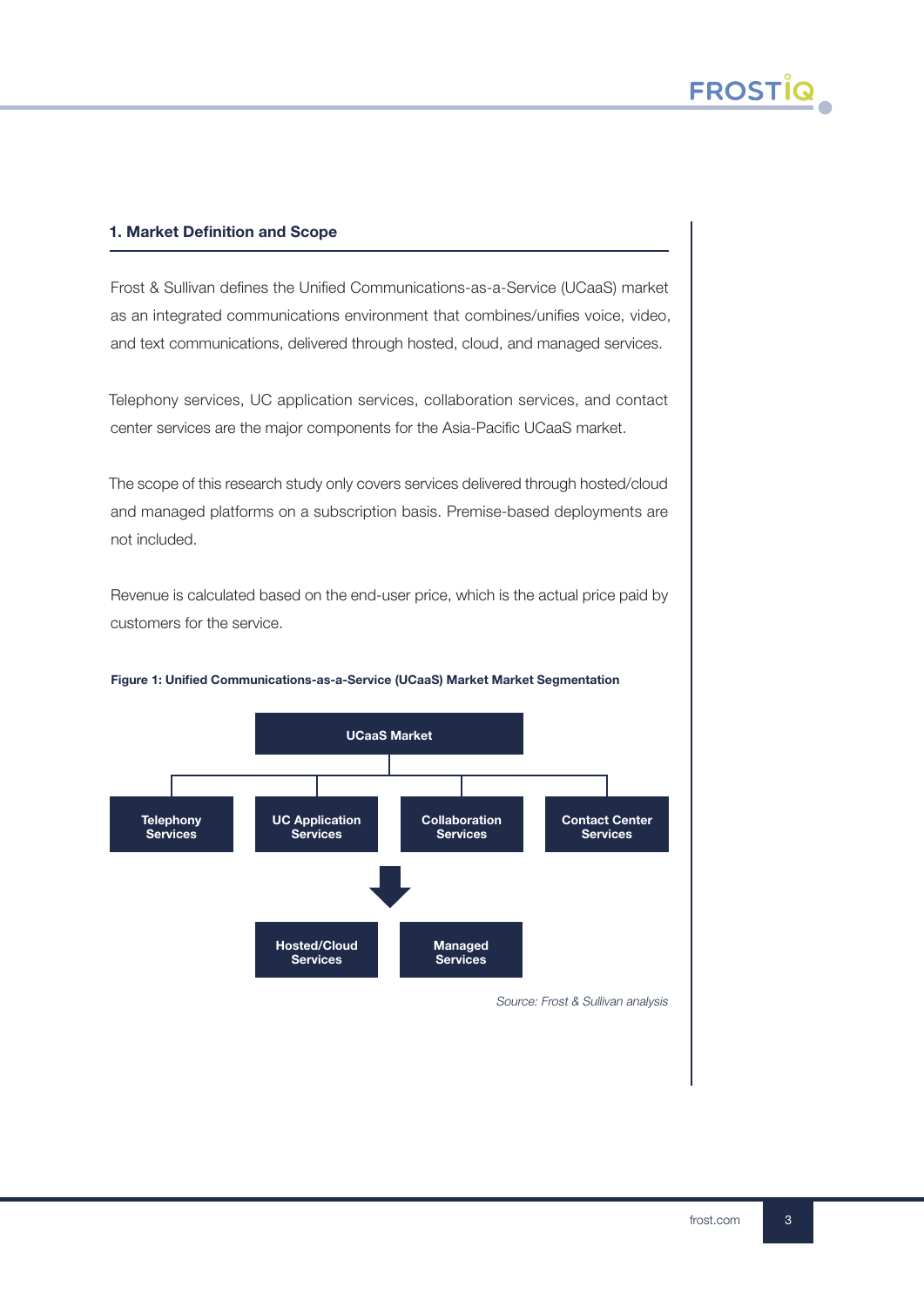## 1. Market Definition and Scope

Frost & Sullivan defines the Unified Communications-as-a-Service (UCaaS) market as an integrated communications environment that combines/unifies voice, video, and text communications, delivered through hosted, cloud, and managed services.

Telephony services, UC application services, collaboration services, and contact center services are the major components for the Asia-Pacific UCaaS market.

The scope of this research study only covers services delivered through hosted/cloud and managed platforms on a subscription basis. Premise-based deployments are not included.

Revenue is calculated based on the end-user price, which is the actual price paid by customers for the service.

**Figure 1: Unified Communications-as-a-Service (UCaaS) Market Market Segmentation**

UCaaS Market

- Telephony Services
- UC Application Services
- Collaboration Services
- Contact Center Services

↓

- Hosted/Cloud Services
- Managed Services

*Source: Frost & Sullivan analysis*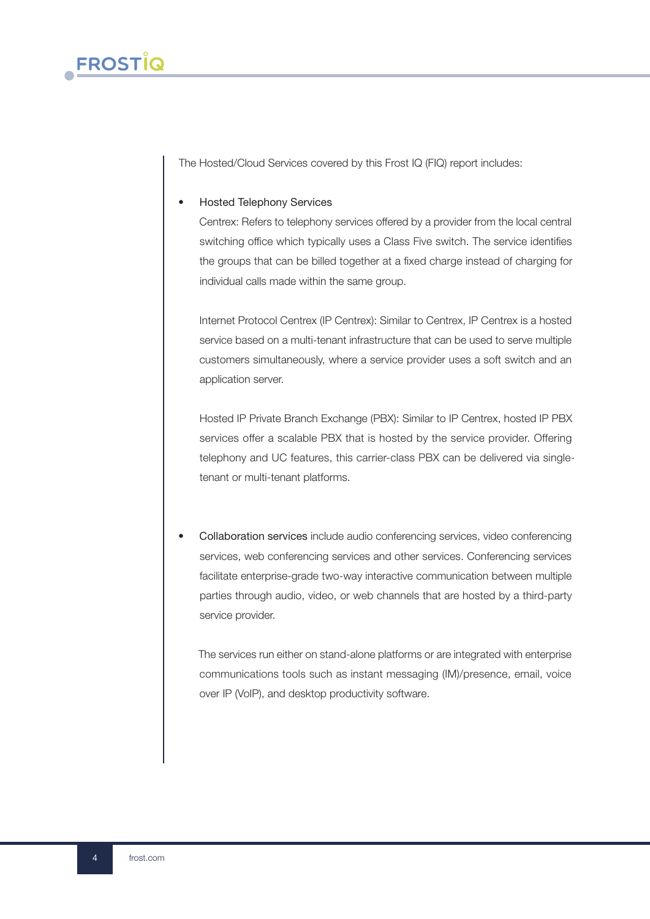The Hosted/Cloud Services covered by this Frost IQ (FIQ) report includes:

- Hosted Telephony Services

  Centrex: Refers to telephony services offered by a provider from the local central switching office which typically uses a Class Five switch. The service identifies the groups that can be billed together at a fixed charge instead of charging for individual calls made within the same group.

  Internet Protocol Centrex (IP Centrex): Similar to Centrex, IP Centrex is a hosted service based on a multi-tenant infrastructure that can be used to serve multiple customers simultaneously, where a service provider uses a soft switch and an application server.

  Hosted IP Private Branch Exchange (PBX): Similar to IP Centrex, hosted IP PBX services offer a scalable PBX that is hosted by the service provider. Offering telephony and UC features, this carrier-class PBX can be delivered via single-tenant or multi-tenant platforms.

- Collaboration services include audio conferencing services, video conferencing services, web conferencing services and other services. Conferencing services facilitate enterprise-grade two-way interactive communication between multiple parties through audio, video, or web channels that are hosted by a third-party service provider.

  The services run either on stand-alone platforms or are integrated with enterprise communications tools such as instant messaging (IM)/presence, email, voice over IP (VoIP), and desktop productivity software.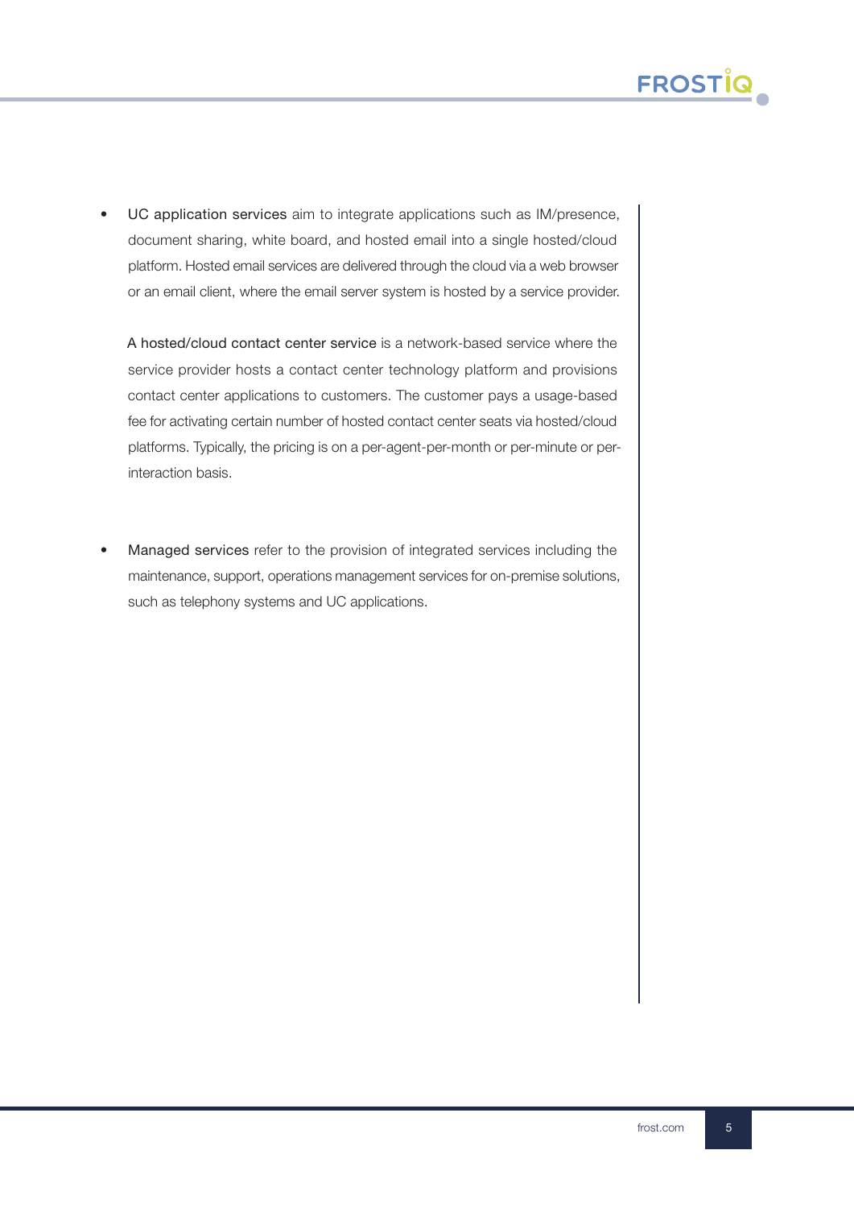- UC application services aim to integrate applications such as IM/presence, document sharing, white board, and hosted email into a single hosted/cloud platform. Hosted email services are delivered through the cloud via a web browser or an email client, where the email server system is hosted by a service provider.

  A hosted/cloud contact center service is a network-based service where the service provider hosts a contact center technology platform and provisions contact center applications to customers. The customer pays a usage-based fee for activating certain number of hosted contact center seats via hosted/cloud platforms. Typically, the pricing is on a per-agent-per-month or per-minute or per-interaction basis.

- Managed services refer to the provision of integrated services including the maintenance, support, operations management services for on-premise solutions, such as telephony systems and UC applications.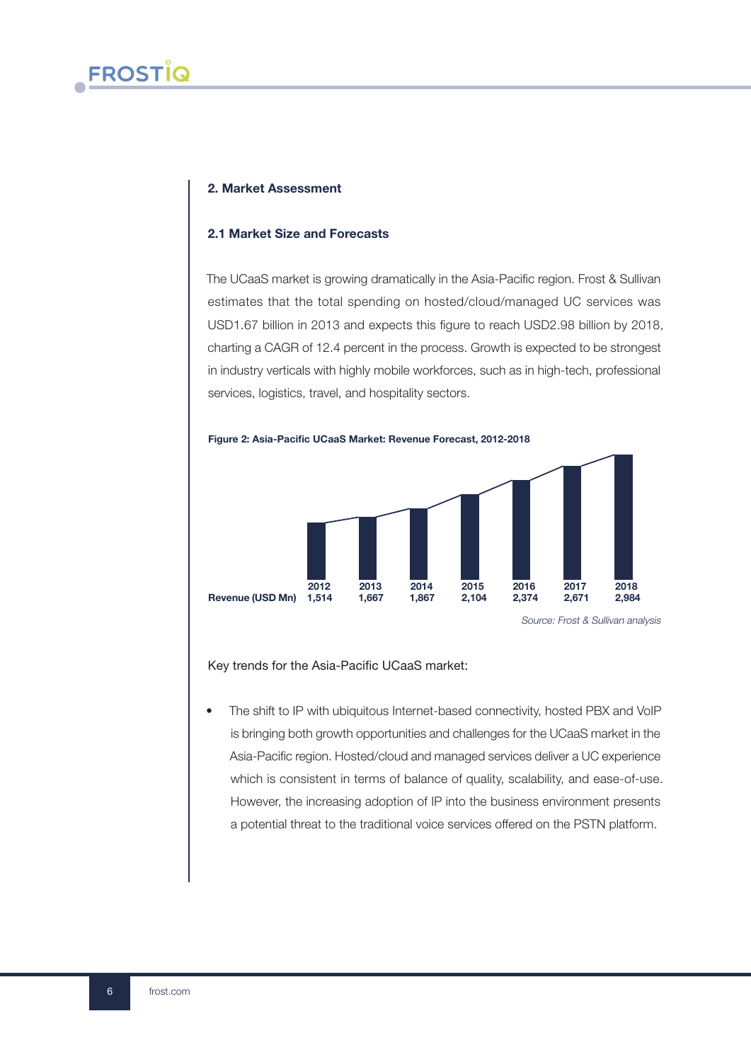## 2. Market Assessment

### 2.1 Market Size and Forecasts

The UCaaS market is growing dramatically in the Asia-Pacific region. Frost & Sullivan estimates that the total spending on hosted/cloud/managed UC services was USD1.67 billion in 2013 and expects this figure to reach USD2.98 billion by 2018, charting a CAGR of 12.4 percent in the process. Growth is expected to be strongest in industry verticals with highly mobile workforces, such as in high-tech, professional services, logistics, travel, and hospitality sectors.

**Figure 2: Asia-Pacific UCaaS Market: Revenue Forecast, 2012-2018**

| | 2012 | 2013 | 2014 | 2015 | 2016 | 2017 | 2018 |
|---|---|---|---|---|---|---|---|
| Revenue (USD Mn) | 1,514 | 1,667 | 1,867 | 2,104 | 2,374 | 2,671 | 2,984 |

*Source: Frost & Sullivan analysis*

Key trends for the Asia-Pacific UCaaS market:

- The shift to IP with ubiquitous Internet-based connectivity, hosted PBX and VoIP is bringing both growth opportunities and challenges for the UCaaS market in the Asia-Pacific region. Hosted/cloud and managed services deliver a UC experience which is consistent in terms of balance of quality, scalability, and ease-of-use. However, the increasing adoption of IP into the business environment presents a potential threat to the traditional voice services offered on the PSTN platform.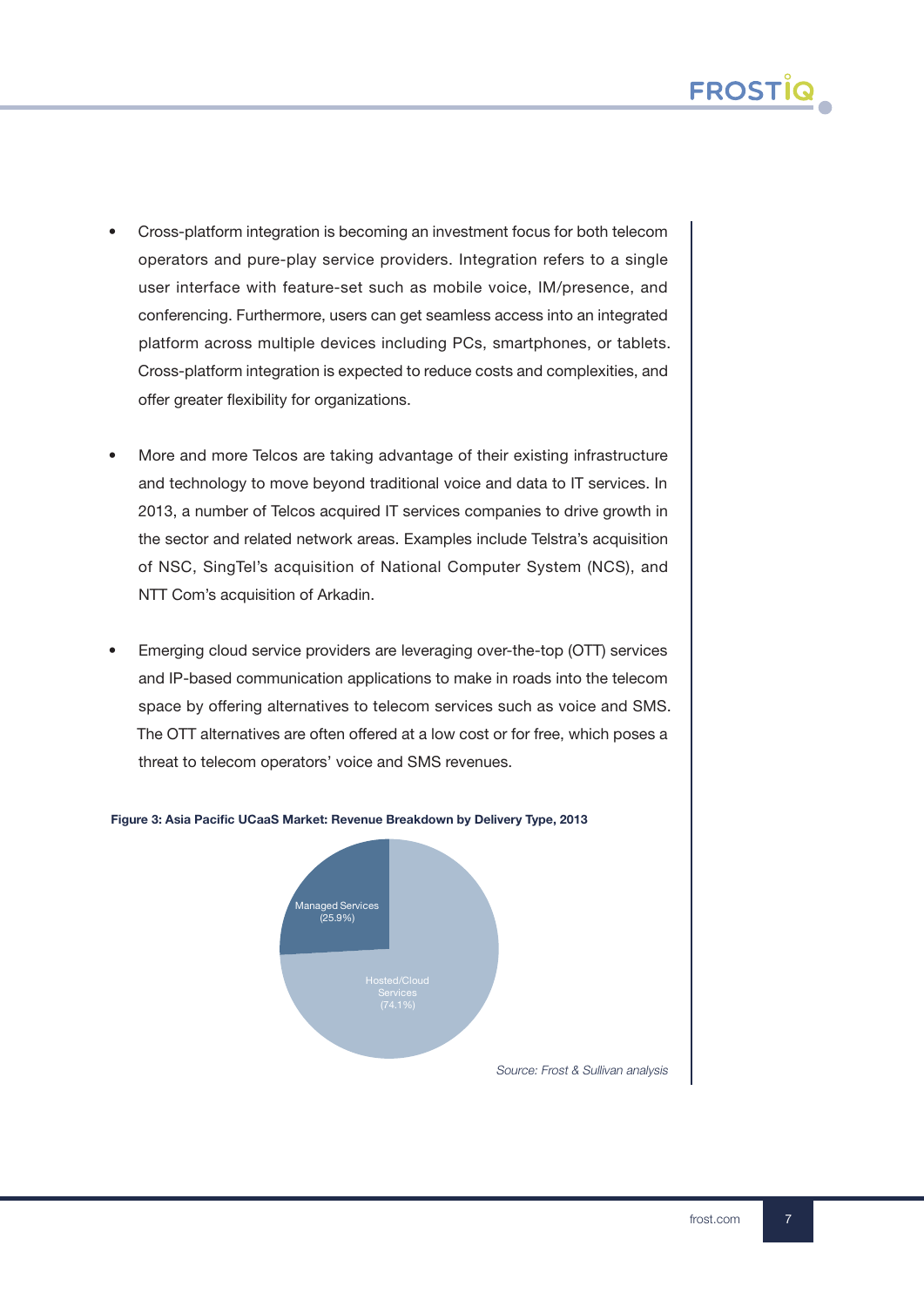- Cross-platform integration is becoming an investment focus for both telecom operators and pure-play service providers. Integration refers to a single user interface with feature-set such as mobile voice, IM/presence, and conferencing. Furthermore, users can get seamless access into an integrated platform across multiple devices including PCs, smartphones, or tablets. Cross-platform integration is expected to reduce costs and complexities, and offer greater flexibility for organizations.

- More and more Telcos are taking advantage of their existing infrastructure and technology to move beyond traditional voice and data to IT services. In 2013, a number of Telcos acquired IT services companies to drive growth in the sector and related network areas. Examples include Telstra's acquisition of NSC, SingTel's acquisition of National Computer System (NCS), and NTT Com's acquisition of Arkadin.

- Emerging cloud service providers are leveraging over-the-top (OTT) services and IP-based communication applications to make in roads into the telecom space by offering alternatives to telecom services such as voice and SMS. The OTT alternatives are often offered at a low cost or for free, which poses a threat to telecom operators' voice and SMS revenues.

**Figure 3: Asia Pacific UCaaS Market: Revenue Breakdown by Delivery Type, 2013**

| Delivery Type | Share |
|---|---|
| Managed Services | 25.9% |
| Hosted/Cloud Services | 74.1% |

*Source: Frost & Sullivan analysis*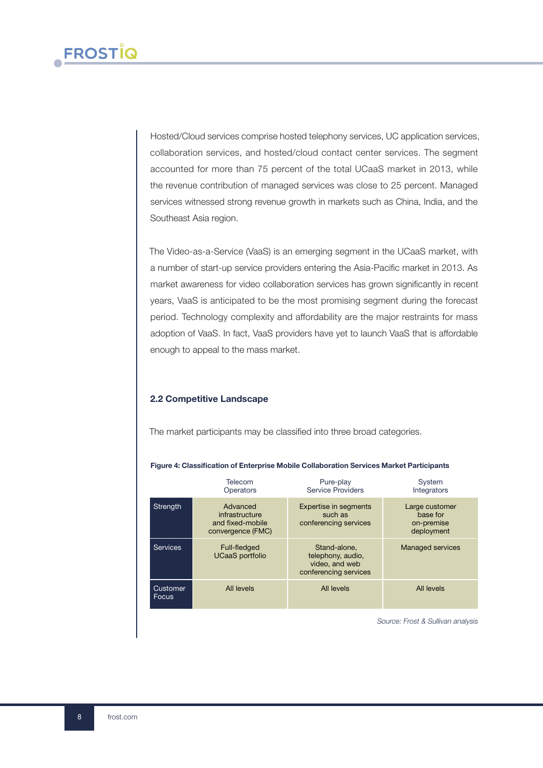Hosted/Cloud services comprise hosted telephony services, UC application services, collaboration services, and hosted/cloud contact center services. The segment accounted for more than 75 percent of the total UCaaS market in 2013, while the revenue contribution of managed services was close to 25 percent. Managed services witnessed strong revenue growth in markets such as China, India, and the Southeast Asia region.

The Video-as-a-Service (VaaS) is an emerging segment in the UCaaS market, with a number of start-up service providers entering the Asia-Pacific market in 2013. As market awareness for video collaboration services has grown significantly in recent years, VaaS is anticipated to be the most promising segment during the forecast period. Technology complexity and affordability are the major restraints for mass adoption of VaaS. In fact, VaaS providers have yet to launch VaaS that is affordable enough to appeal to the mass market.

### 2.2 Competitive Landscape

The market participants may be classified into three broad categories.

**Figure 4: Classification of Enterprise Mobile Collaboration Services Market Participants**

| | Telecom Operators | Pure-play Service Providers | System Integrators |
|---|---|---|---|
| Strength | Advanced infrastructure and fixed-mobile convergence (FMC) | Expertise in segments such as conferencing services | Large customer base for on-premise deployment |
| Services | Full-fledged UCaaS portfolio | Stand-alone, telephony, audio, video, and web conferencing services | Managed services |
| Customer Focus | All levels | All levels | All levels |

*Source: Frost & Sullivan analysis*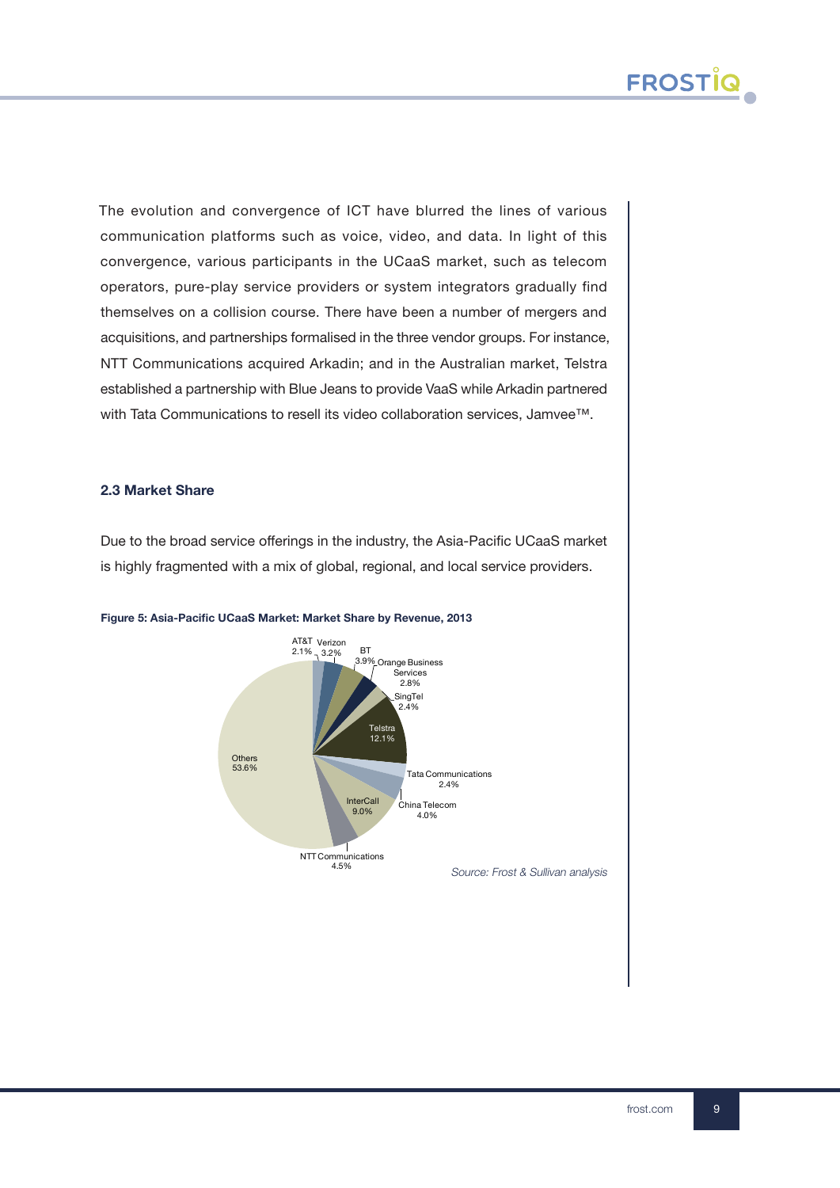The evolution and convergence of ICT have blurred the lines of various communication platforms such as voice, video, and data. In light of this convergence, various participants in the UCaaS market, such as telecom operators, pure-play service providers or system integrators gradually find themselves on a collision course. There have been a number of mergers and acquisitions, and partnerships formalised in the three vendor groups. For instance, NTT Communications acquired Arkadin; and in the Australian market, Telstra established a partnership with Blue Jeans to provide VaaS while Arkadin partnered with Tata Communications to resell its video collaboration services, Jamvee™.

### 2.3 Market Share

Due to the broad service offerings in the industry, the Asia-Pacific UCaaS market is highly fragmented with a mix of global, regional, and local service providers.

**Figure 5: Asia-Pacific UCaaS Market: Market Share by Revenue, 2013**

| Company | Market Share |
|---|---|
| AT&T | 2.1% |
| Verizon | 3.2% |
| BT | 3.9% |
| Orange Business Services | 2.8% |
| SingTel | 2.4% |
| Telstra | 12.1% |
| Tata Communications | 2.4% |
| China Telecom | 4.0% |
| InterCall | 9.0% |
| NTT Communications | 4.5% |
| Others | 53.6% |

*Source: Frost & Sullivan analysis*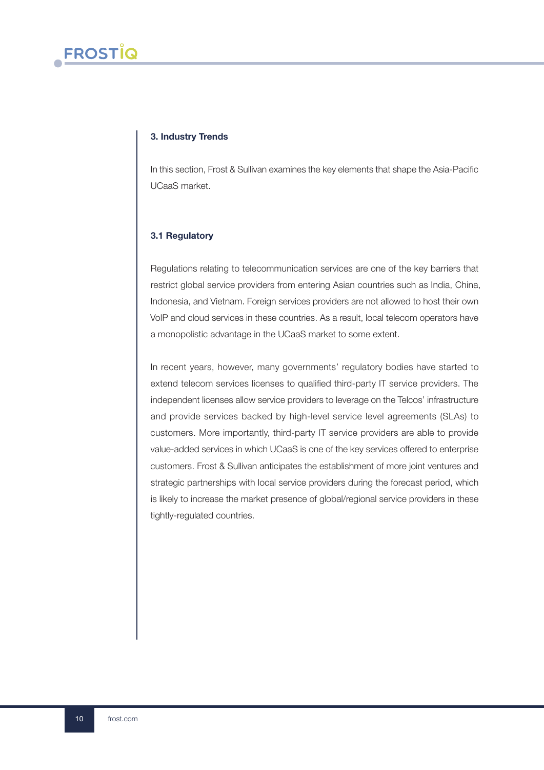## 3. Industry Trends

In this section, Frost & Sullivan examines the key elements that shape the Asia-Pacific UCaaS market.

### 3.1 Regulatory

Regulations relating to telecommunication services are one of the key barriers that restrict global service providers from entering Asian countries such as India, China, Indonesia, and Vietnam. Foreign services providers are not allowed to host their own VoIP and cloud services in these countries. As a result, local telecom operators have a monopolistic advantage in the UCaaS market to some extent.

In recent years, however, many governments' regulatory bodies have started to extend telecom services licenses to qualified third-party IT service providers. The independent licenses allow service providers to leverage on the Telcos' infrastructure and provide services backed by high-level service level agreements (SLAs) to customers. More importantly, third-party IT service providers are able to provide value-added services in which UCaaS is one of the key services offered to enterprise customers. Frost & Sullivan anticipates the establishment of more joint ventures and strategic partnerships with local service providers during the forecast period, which is likely to increase the market presence of global/regional service providers in these tightly-regulated countries.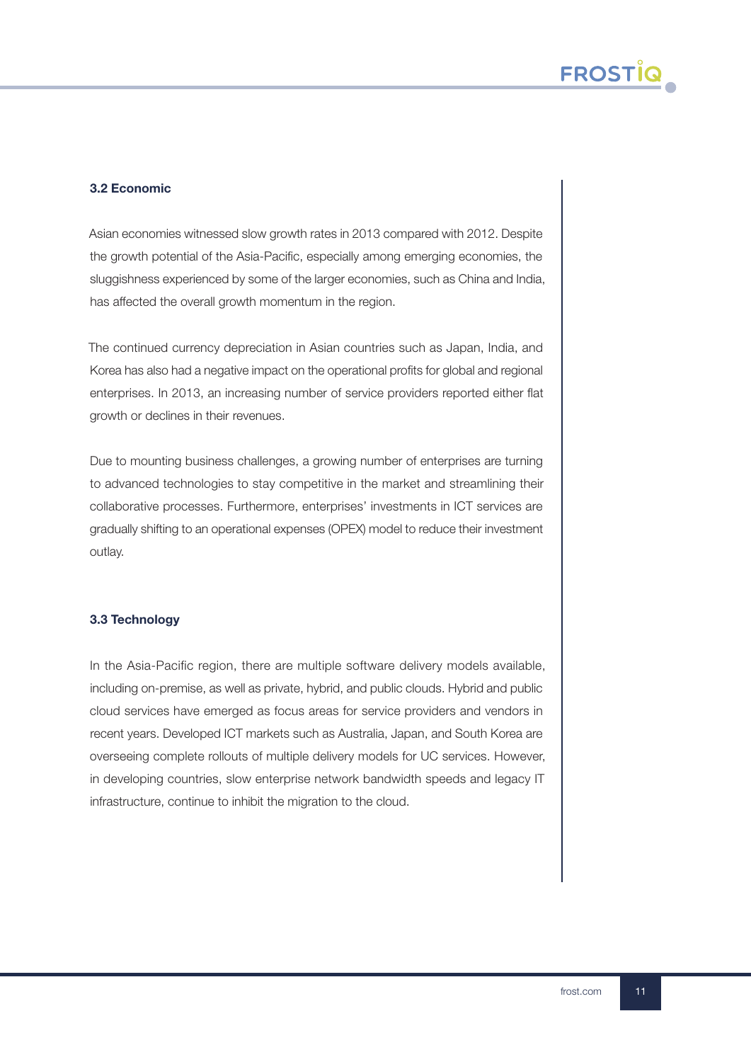### 3.2 Economic

Asian economies witnessed slow growth rates in 2013 compared with 2012. Despite the growth potential of the Asia-Pacific, especially among emerging economies, the sluggishness experienced by some of the larger economies, such as China and India, has affected the overall growth momentum in the region.

The continued currency depreciation in Asian countries such as Japan, India, and Korea has also had a negative impact on the operational profits for global and regional enterprises. In 2013, an increasing number of service providers reported either flat growth or declines in their revenues.

Due to mounting business challenges, a growing number of enterprises are turning to advanced technologies to stay competitive in the market and streamlining their collaborative processes. Furthermore, enterprises' investments in ICT services are gradually shifting to an operational expenses (OPEX) model to reduce their investment outlay.

### 3.3 Technology

In the Asia-Pacific region, there are multiple software delivery models available, including on-premise, as well as private, hybrid, and public clouds. Hybrid and public cloud services have emerged as focus areas for service providers and vendors in recent years. Developed ICT markets such as Australia, Japan, and South Korea are overseeing complete rollouts of multiple delivery models for UC services. However, in developing countries, slow enterprise network bandwidth speeds and legacy IT infrastructure, continue to inhibit the migration to the cloud.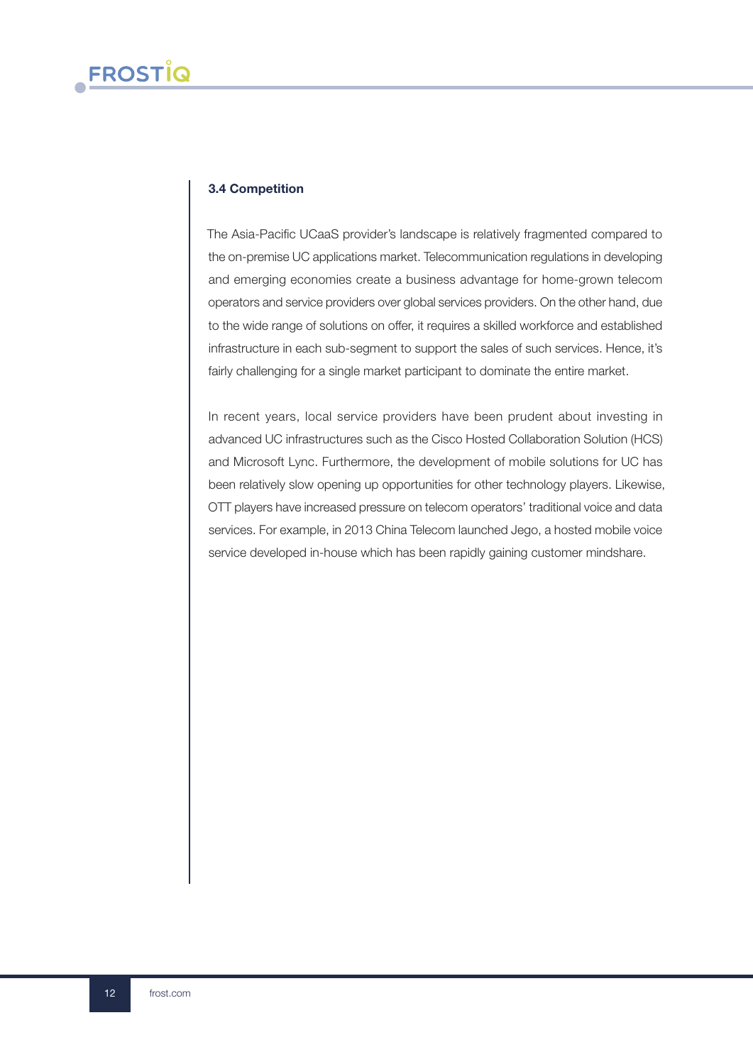### 3.4 Competition

The Asia-Pacific UCaaS provider's landscape is relatively fragmented compared to the on-premise UC applications market. Telecommunication regulations in developing and emerging economies create a business advantage for home-grown telecom operators and service providers over global services providers. On the other hand, due to the wide range of solutions on offer, it requires a skilled workforce and established infrastructure in each sub-segment to support the sales of such services. Hence, it's fairly challenging for a single market participant to dominate the entire market.

In recent years, local service providers have been prudent about investing in advanced UC infrastructures such as the Cisco Hosted Collaboration Solution (HCS) and Microsoft Lync. Furthermore, the development of mobile solutions for UC has been relatively slow opening up opportunities for other technology players. Likewise, OTT players have increased pressure on telecom operators' traditional voice and data services. For example, in 2013 China Telecom launched Jego, a hosted mobile voice service developed in-house which has been rapidly gaining customer mindshare.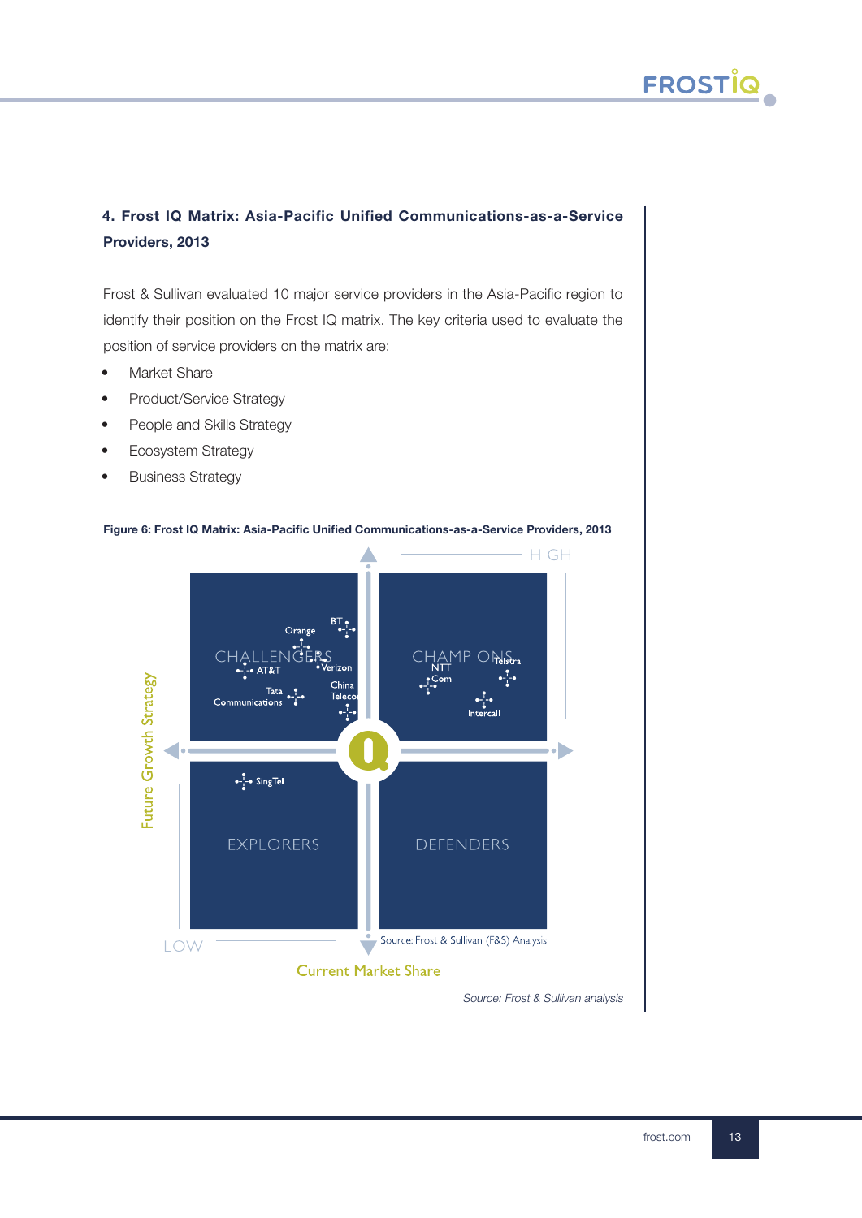## 4. Frost IQ Matrix: Asia-Pacific Unified Communications-as-a-Service Providers, 2013

Frost & Sullivan evaluated 10 major service providers in the Asia-Pacific region to identify their position on the Frost IQ matrix. The key criteria used to evaluate the position of service providers on the matrix are:

- Market Share
- Product/Service Strategy
- People and Skills Strategy
- Ecosystem Strategy
- Business Strategy

**Figure 6: Frost IQ Matrix: Asia-Pacific Unified Communications-as-a-Service Providers, 2013**

HIGH

Future Growth Strategy

CHALLENGERS: Orange, BT, AT&T, Verizon, Tata Communications, China Telecom

CHAMPIONS: NTT Com, Telstra, Intercall

EXPLORERS: SingTel

DEFENDERS

LOW

Current Market Share

Source: Frost & Sullivan (F&S) Analysis

*Source: Frost & Sullivan analysis*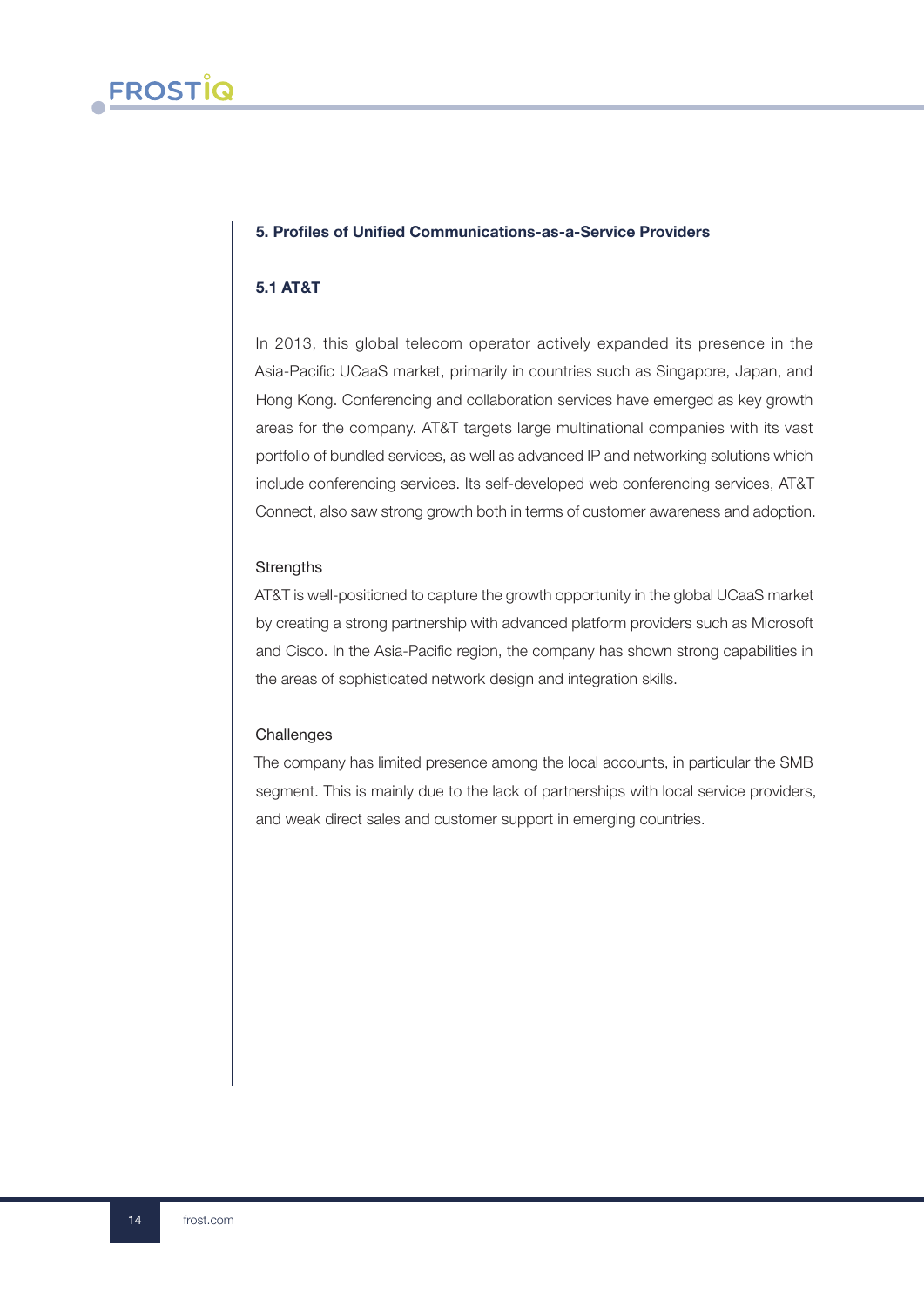## 5. Profiles of Unified Communications-as-a-Service Providers

### 5.1 AT&T

In 2013, this global telecom operator actively expanded its presence in the Asia-Pacific UCaaS market, primarily in countries such as Singapore, Japan, and Hong Kong. Conferencing and collaboration services have emerged as key growth areas for the company. AT&T targets large multinational companies with its vast portfolio of bundled services, as well as advanced IP and networking solutions which include conferencing services. Its self-developed web conferencing services, AT&T Connect, also saw strong growth both in terms of customer awareness and adoption.

Strengths

AT&T is well-positioned to capture the growth opportunity in the global UCaaS market by creating a strong partnership with advanced platform providers such as Microsoft and Cisco. In the Asia-Pacific region, the company has shown strong capabilities in the areas of sophisticated network design and integration skills.

Challenges

The company has limited presence among the local accounts, in particular the SMB segment. This is mainly due to the lack of partnerships with local service providers, and weak direct sales and customer support in emerging countries.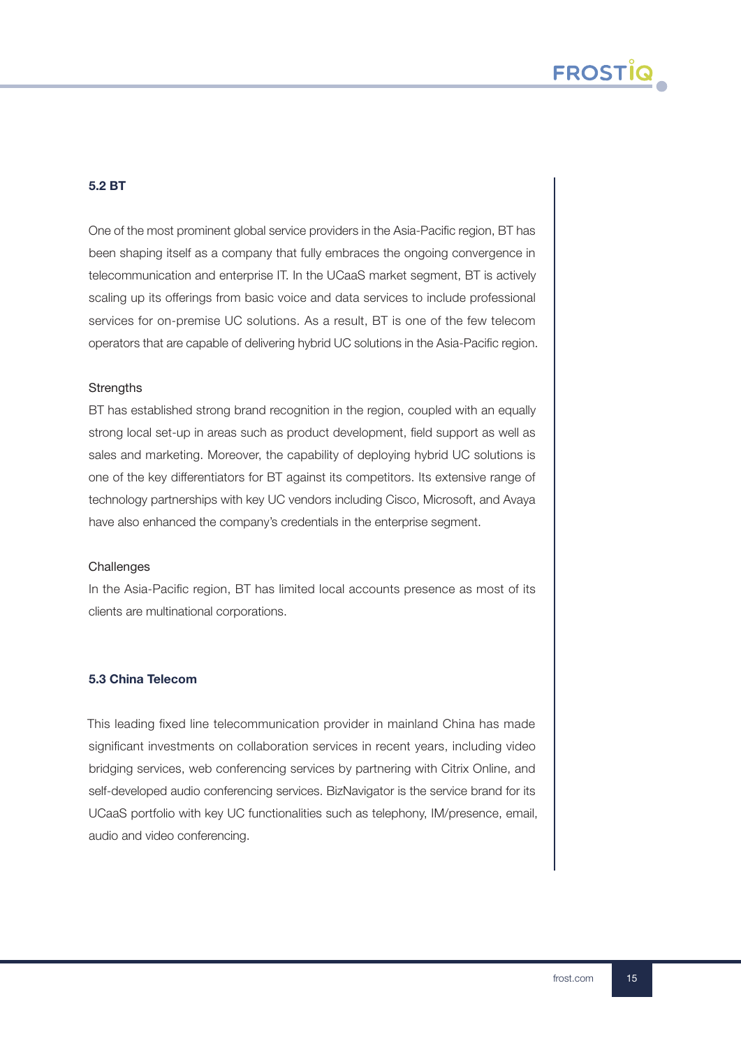### 5.2 BT

One of the most prominent global service providers in the Asia-Pacific region, BT has been shaping itself as a company that fully embraces the ongoing convergence in telecommunication and enterprise IT. In the UCaaS market segment, BT is actively scaling up its offerings from basic voice and data services to include professional services for on-premise UC solutions. As a result, BT is one of the few telecom operators that are capable of delivering hybrid UC solutions in the Asia-Pacific region.

Strengths

BT has established strong brand recognition in the region, coupled with an equally strong local set-up in areas such as product development, field support as well as sales and marketing. Moreover, the capability of deploying hybrid UC solutions is one of the key differentiators for BT against its competitors. Its extensive range of technology partnerships with key UC vendors including Cisco, Microsoft, and Avaya have also enhanced the company's credentials in the enterprise segment.

Challenges

In the Asia-Pacific region, BT has limited local accounts presence as most of its clients are multinational corporations.

### 5.3 China Telecom

This leading fixed line telecommunication provider in mainland China has made significant investments on collaboration services in recent years, including video bridging services, web conferencing services by partnering with Citrix Online, and self-developed audio conferencing services. BizNavigator is the service brand for its UCaaS portfolio with key UC functionalities such as telephony, IM/presence, email, audio and video conferencing.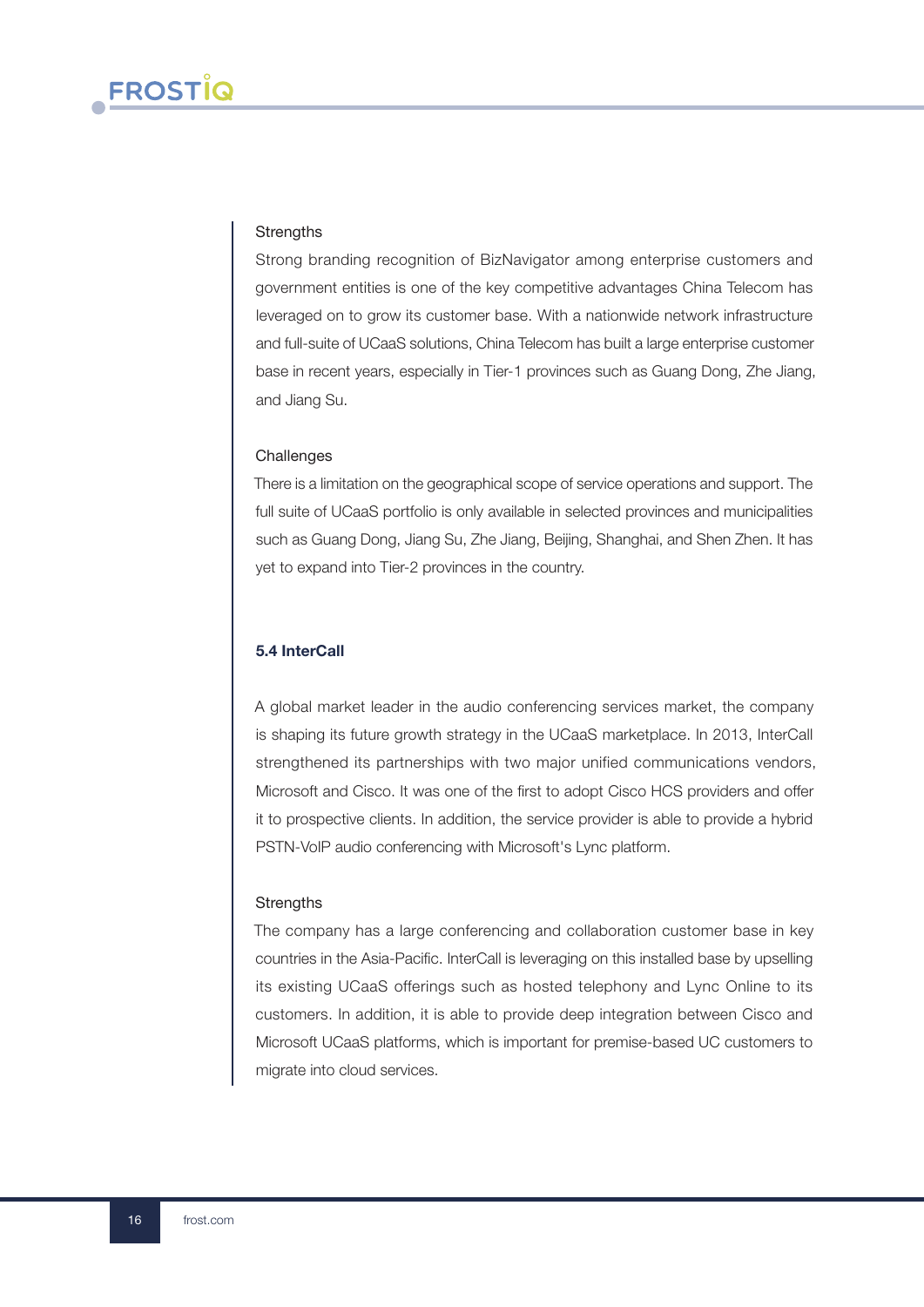Strengths

Strong branding recognition of BizNavigator among enterprise customers and government entities is one of the key competitive advantages China Telecom has leveraged on to grow its customer base. With a nationwide network infrastructure and full-suite of UCaaS solutions, China Telecom has built a large enterprise customer base in recent years, especially in Tier-1 provinces such as Guang Dong, Zhe Jiang, and Jiang Su.

Challenges

There is a limitation on the geographical scope of service operations and support. The full suite of UCaaS portfolio is only available in selected provinces and municipalities such as Guang Dong, Jiang Su, Zhe Jiang, Beijing, Shanghai, and Shen Zhen. It has yet to expand into Tier-2 provinces in the country.

### 5.4 InterCall

A global market leader in the audio conferencing services market, the company is shaping its future growth strategy in the UCaaS marketplace. In 2013, InterCall strengthened its partnerships with two major unified communications vendors, Microsoft and Cisco. It was one of the first to adopt Cisco HCS providers and offer it to prospective clients. In addition, the service provider is able to provide a hybrid PSTN-VoIP audio conferencing with Microsoft's Lync platform.

Strengths

The company has a large conferencing and collaboration customer base in key countries in the Asia-Pacific. InterCall is leveraging on this installed base by upselling its existing UCaaS offerings such as hosted telephony and Lync Online to its customers. In addition, it is able to provide deep integration between Cisco and Microsoft UCaaS platforms, which is important for premise-based UC customers to migrate into cloud services.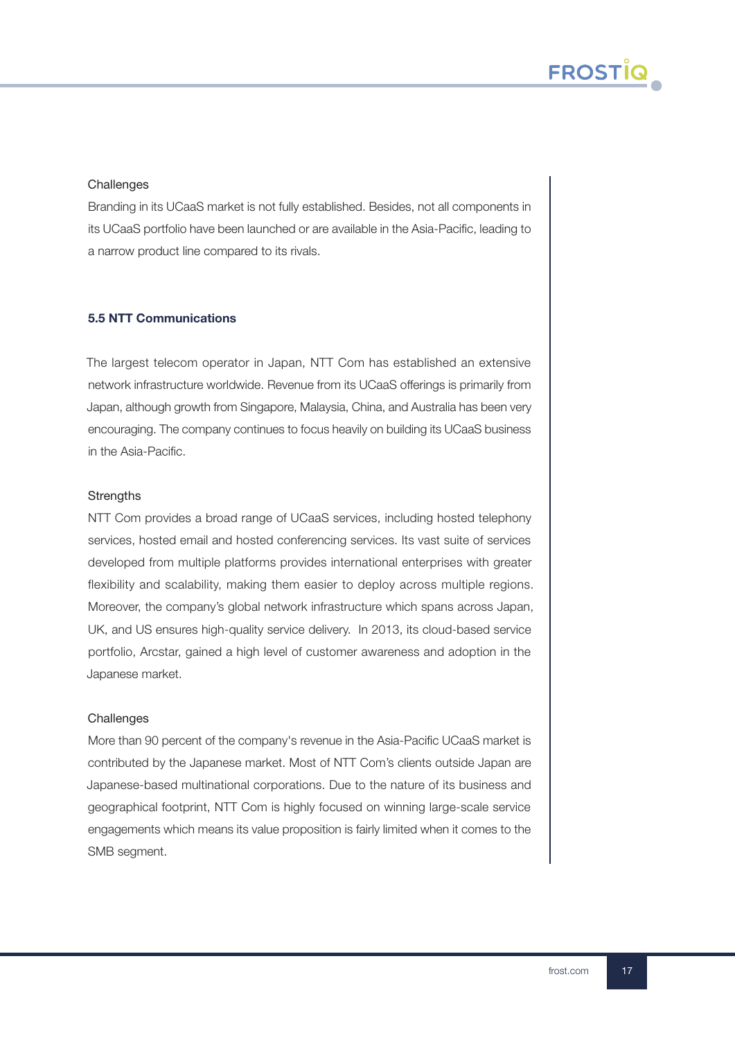Challenges

Branding in its UCaaS market is not fully established. Besides, not all components in its UCaaS portfolio have been launched or are available in the Asia-Pacific, leading to a narrow product line compared to its rivals.

### 5.5 NTT Communications

The largest telecom operator in Japan, NTT Com has established an extensive network infrastructure worldwide. Revenue from its UCaaS offerings is primarily from Japan, although growth from Singapore, Malaysia, China, and Australia has been very encouraging. The company continues to focus heavily on building its UCaaS business in the Asia-Pacific.

Strengths

NTT Com provides a broad range of UCaaS services, including hosted telephony services, hosted email and hosted conferencing services. Its vast suite of services developed from multiple platforms provides international enterprises with greater flexibility and scalability, making them easier to deploy across multiple regions. Moreover, the company's global network infrastructure which spans across Japan, UK, and US ensures high-quality service delivery. In 2013, its cloud-based service portfolio, Arcstar, gained a high level of customer awareness and adoption in the Japanese market.

Challenges

More than 90 percent of the company's revenue in the Asia-Pacific UCaaS market is contributed by the Japanese market. Most of NTT Com's clients outside Japan are Japanese-based multinational corporations. Due to the nature of its business and geographical footprint, NTT Com is highly focused on winning large-scale service engagements which means its value proposition is fairly limited when it comes to the SMB segment.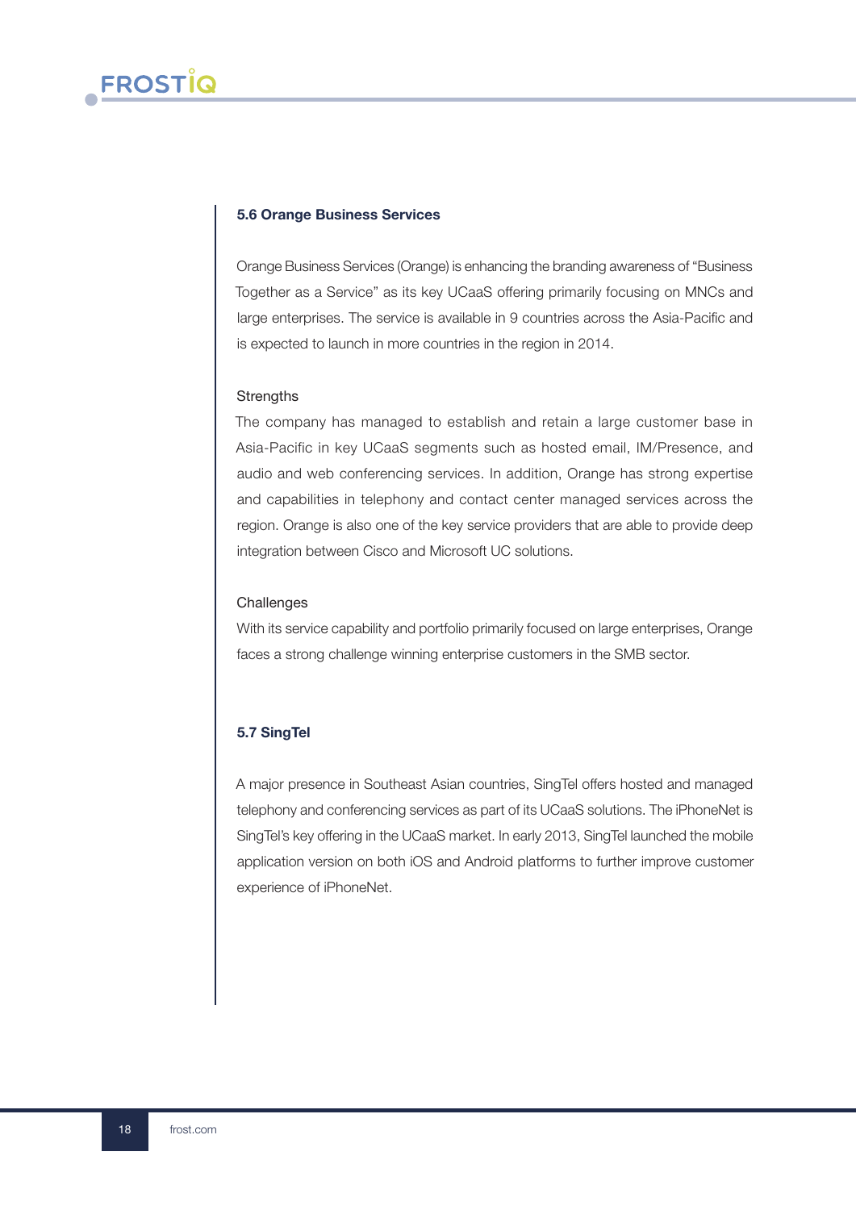### 5.6 Orange Business Services

Orange Business Services (Orange) is enhancing the branding awareness of "Business Together as a Service" as its key UCaaS offering primarily focusing on MNCs and large enterprises. The service is available in 9 countries across the Asia-Pacific and is expected to launch in more countries in the region in 2014.

Strengths

The company has managed to establish and retain a large customer base in Asia-Pacific in key UCaaS segments such as hosted email, IM/Presence, and audio and web conferencing services. In addition, Orange has strong expertise and capabilities in telephony and contact center managed services across the region. Orange is also one of the key service providers that are able to provide deep integration between Cisco and Microsoft UC solutions.

Challenges

With its service capability and portfolio primarily focused on large enterprises, Orange faces a strong challenge winning enterprise customers in the SMB sector.

### 5.7 SingTel

A major presence in Southeast Asian countries, SingTel offers hosted and managed telephony and conferencing services as part of its UCaaS solutions. The iPhoneNet is SingTel's key offering in the UCaaS market. In early 2013, SingTel launched the mobile application version on both iOS and Android platforms to further improve customer experience of iPhoneNet.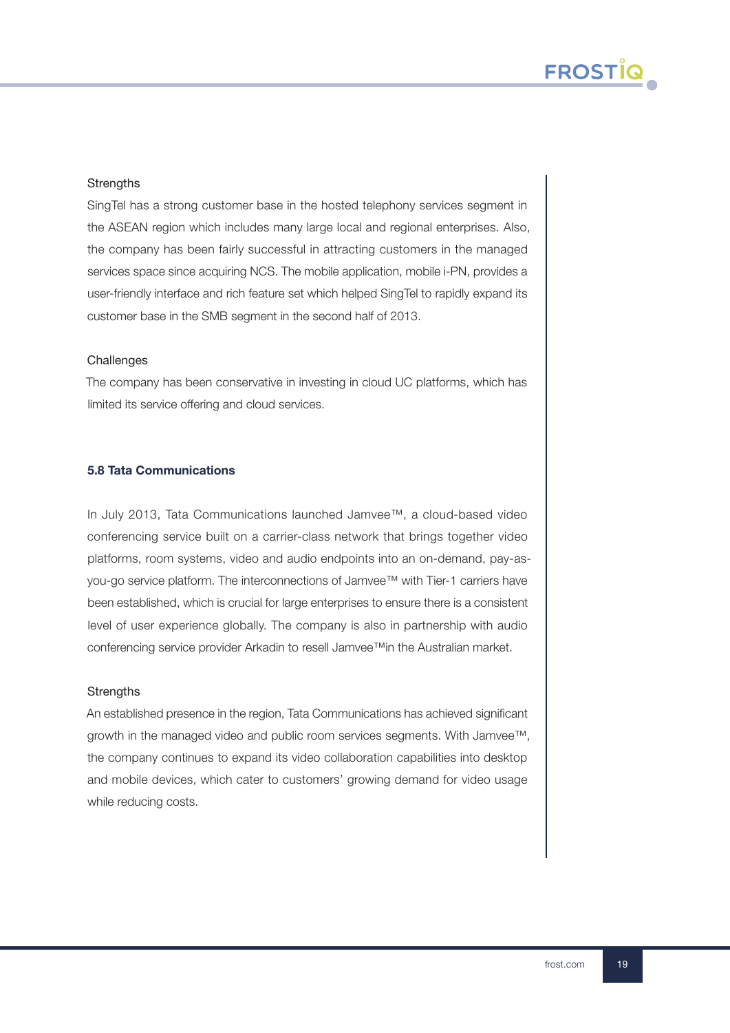Strengths

SingTel has a strong customer base in the hosted telephony services segment in the ASEAN region which includes many large local and regional enterprises. Also, the company has been fairly successful in attracting customers in the managed services space since acquiring NCS. The mobile application, mobile i-PN, provides a user-friendly interface and rich feature set which helped SingTel to rapidly expand its customer base in the SMB segment in the second half of 2013.

Challenges

The company has been conservative in investing in cloud UC platforms, which has limited its service offering and cloud services.

### 5.8 Tata Communications

In July 2013, Tata Communications launched Jamvee™, a cloud-based video conferencing service built on a carrier-class network that brings together video platforms, room systems, video and audio endpoints into an on-demand, pay-as-you-go service platform. The interconnections of Jamvee™ with Tier-1 carriers have been established, which is crucial for large enterprises to ensure there is a consistent level of user experience globally. The company is also in partnership with audio conferencing service provider Arkadin to resell Jamvee™in the Australian market.

Strengths

An established presence in the region, Tata Communications has achieved significant growth in the managed video and public room services segments. With Jamvee™, the company continues to expand its video collaboration capabilities into desktop and mobile devices, which cater to customers' growing demand for video usage while reducing costs.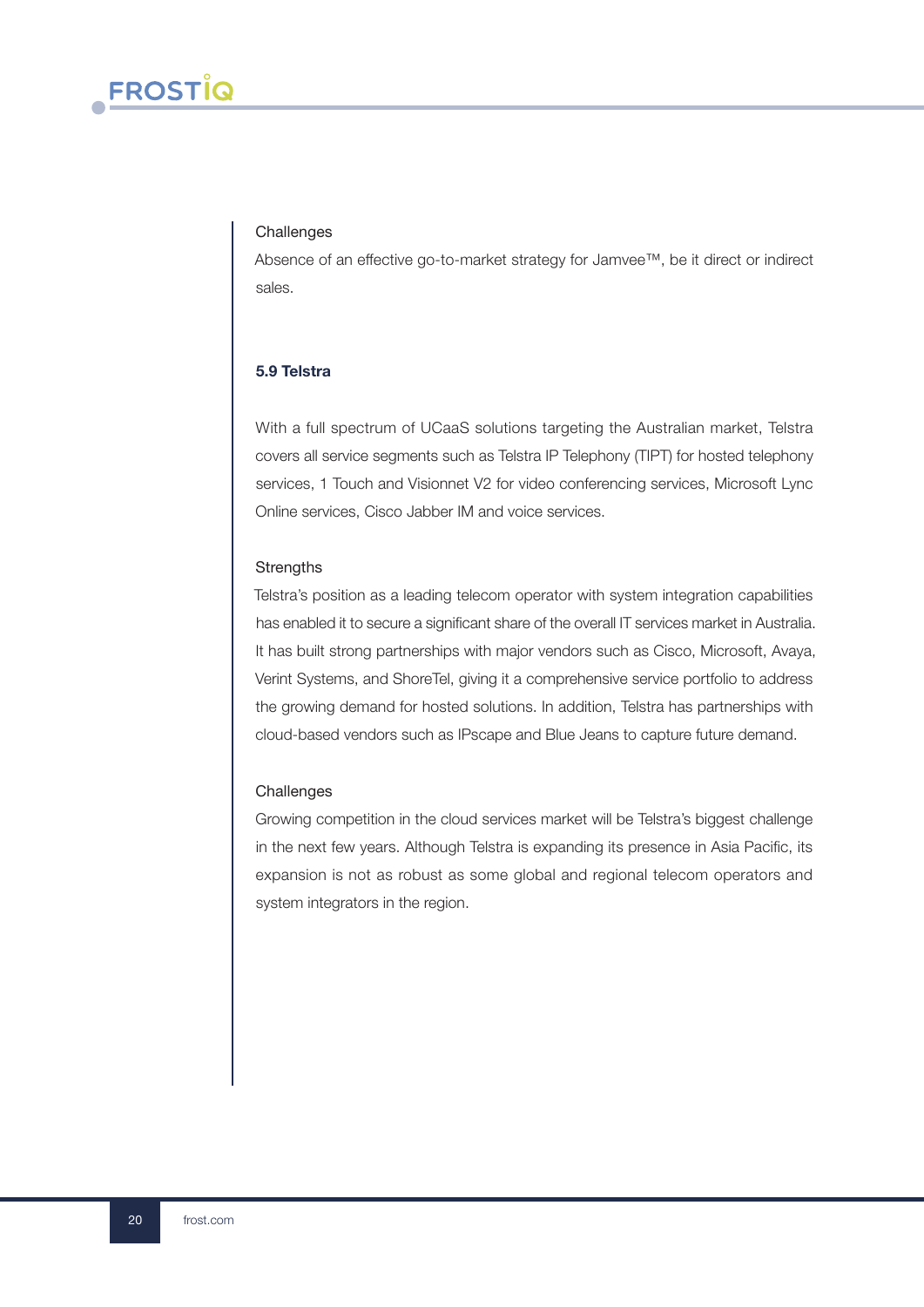Challenges

Absence of an effective go-to-market strategy for Jamvee™, be it direct or indirect sales.

### 5.9 Telstra

With a full spectrum of UCaaS solutions targeting the Australian market, Telstra covers all service segments such as Telstra IP Telephony (TIPT) for hosted telephony services, 1 Touch and Visionnet V2 for video conferencing services, Microsoft Lync Online services, Cisco Jabber IM and voice services.

Strengths

Telstra's position as a leading telecom operator with system integration capabilities has enabled it to secure a significant share of the overall IT services market in Australia. It has built strong partnerships with major vendors such as Cisco, Microsoft, Avaya, Verint Systems, and ShoreTel, giving it a comprehensive service portfolio to address the growing demand for hosted solutions. In addition, Telstra has partnerships with cloud-based vendors such as IPscape and Blue Jeans to capture future demand.

Challenges

Growing competition in the cloud services market will be Telstra's biggest challenge in the next few years. Although Telstra is expanding its presence in Asia Pacific, its expansion is not as robust as some global and regional telecom operators and system integrators in the region.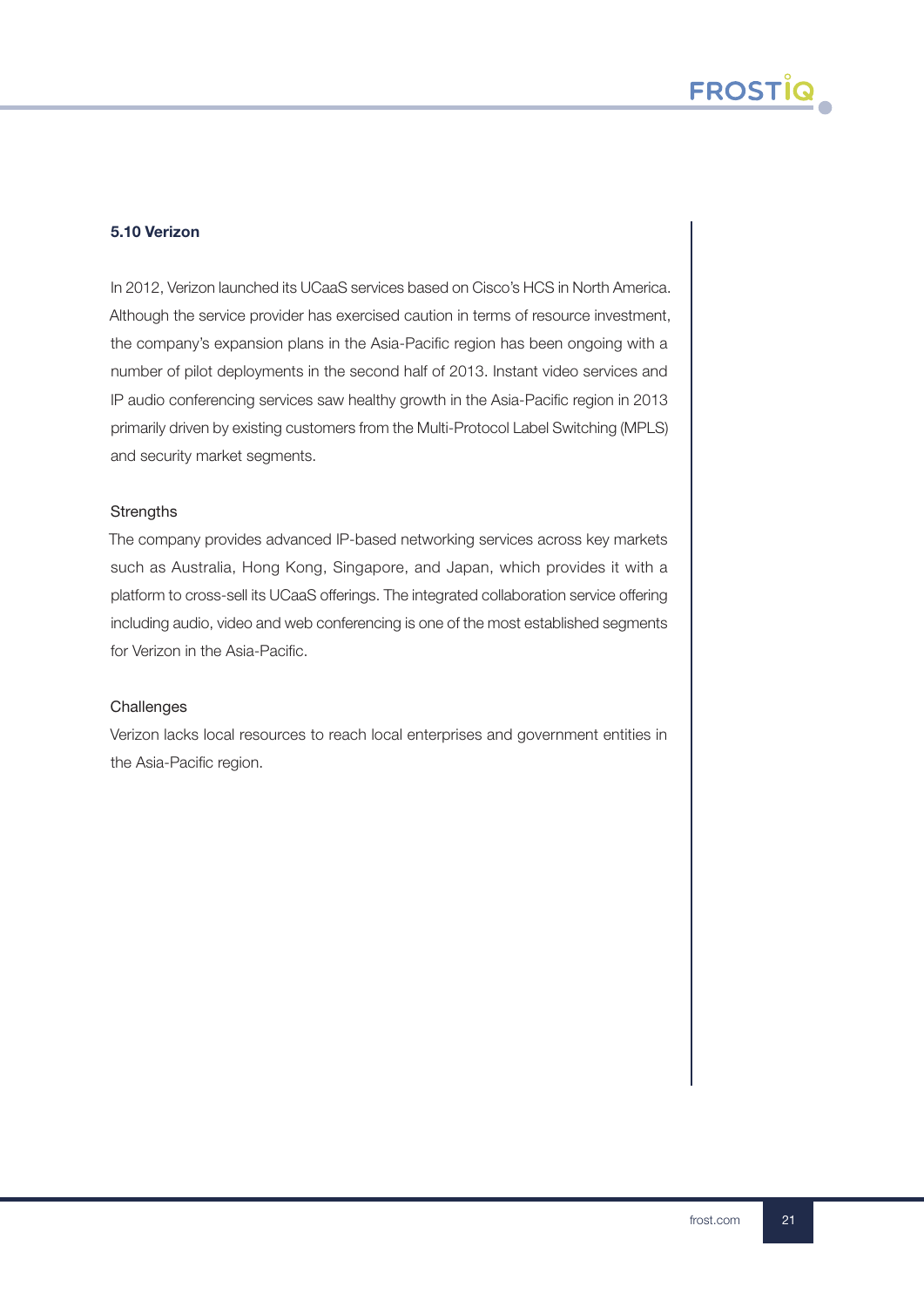### 5.10 Verizon

In 2012, Verizon launched its UCaaS services based on Cisco's HCS in North America. Although the service provider has exercised caution in terms of resource investment, the company's expansion plans in the Asia-Pacific region has been ongoing with a number of pilot deployments in the second half of 2013. Instant video services and IP audio conferencing services saw healthy growth in the Asia-Pacific region in 2013 primarily driven by existing customers from the Multi-Protocol Label Switching (MPLS) and security market segments.

Strengths

The company provides advanced IP-based networking services across key markets such as Australia, Hong Kong, Singapore, and Japan, which provides it with a platform to cross-sell its UCaaS offerings. The integrated collaboration service offering including audio, video and web conferencing is one of the most established segments for Verizon in the Asia-Pacific.

Challenges

Verizon lacks local resources to reach local enterprises and government entities in the Asia-Pacific region.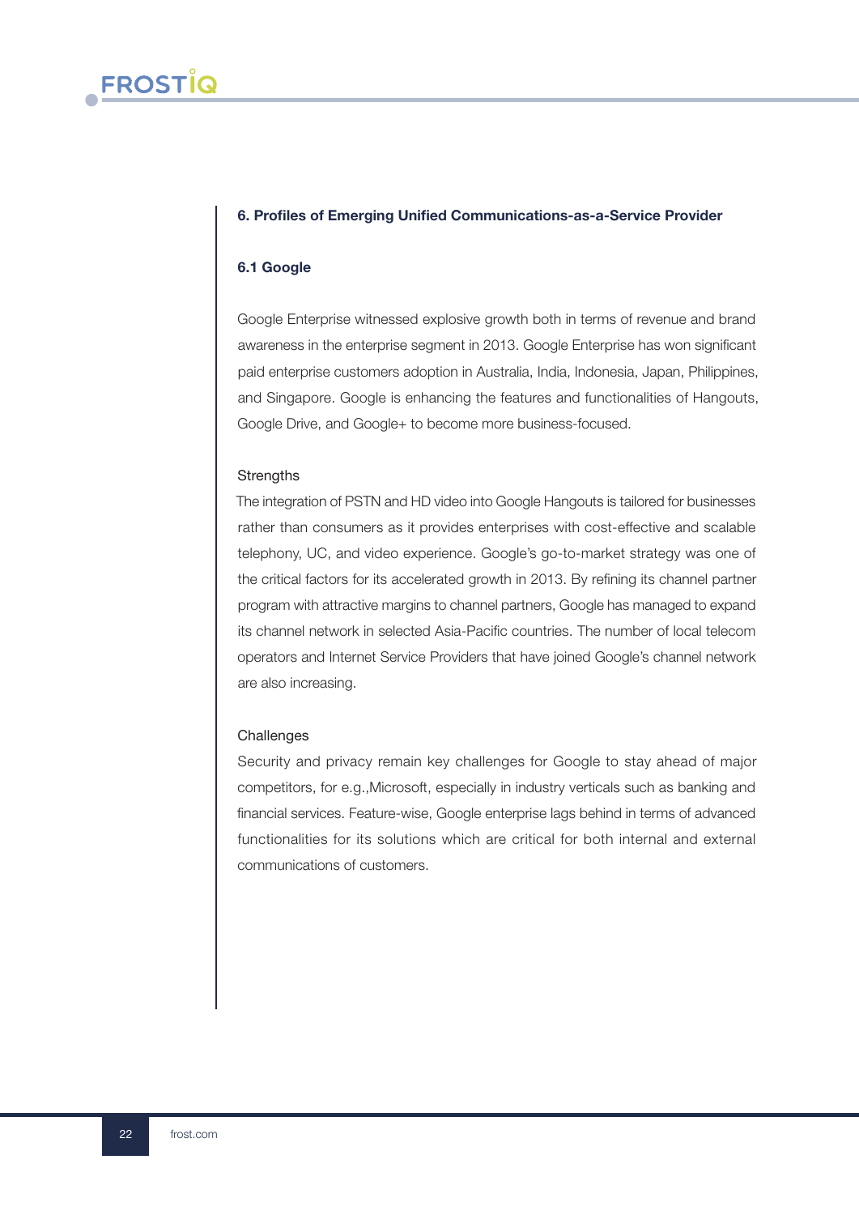## 6. Profiles of Emerging Unified Communications-as-a-Service Provider

### 6.1 Google

Google Enterprise witnessed explosive growth both in terms of revenue and brand awareness in the enterprise segment in 2013. Google Enterprise has won significant paid enterprise customers adoption in Australia, India, Indonesia, Japan, Philippines, and Singapore. Google is enhancing the features and functionalities of Hangouts, Google Drive, and Google+ to become more business-focused.

Strengths

The integration of PSTN and HD video into Google Hangouts is tailored for businesses rather than consumers as it provides enterprises with cost-effective and scalable telephony, UC, and video experience. Google's go-to-market strategy was one of the critical factors for its accelerated growth in 2013. By refining its channel partner program with attractive margins to channel partners, Google has managed to expand its channel network in selected Asia-Pacific countries. The number of local telecom operators and Internet Service Providers that have joined Google's channel network are also increasing.

Challenges

Security and privacy remain key challenges for Google to stay ahead of major competitors, for e.g.,Microsoft, especially in industry verticals such as banking and financial services. Feature-wise, Google enterprise lags behind in terms of advanced functionalities for its solutions which are critical for both internal and external communications of customers.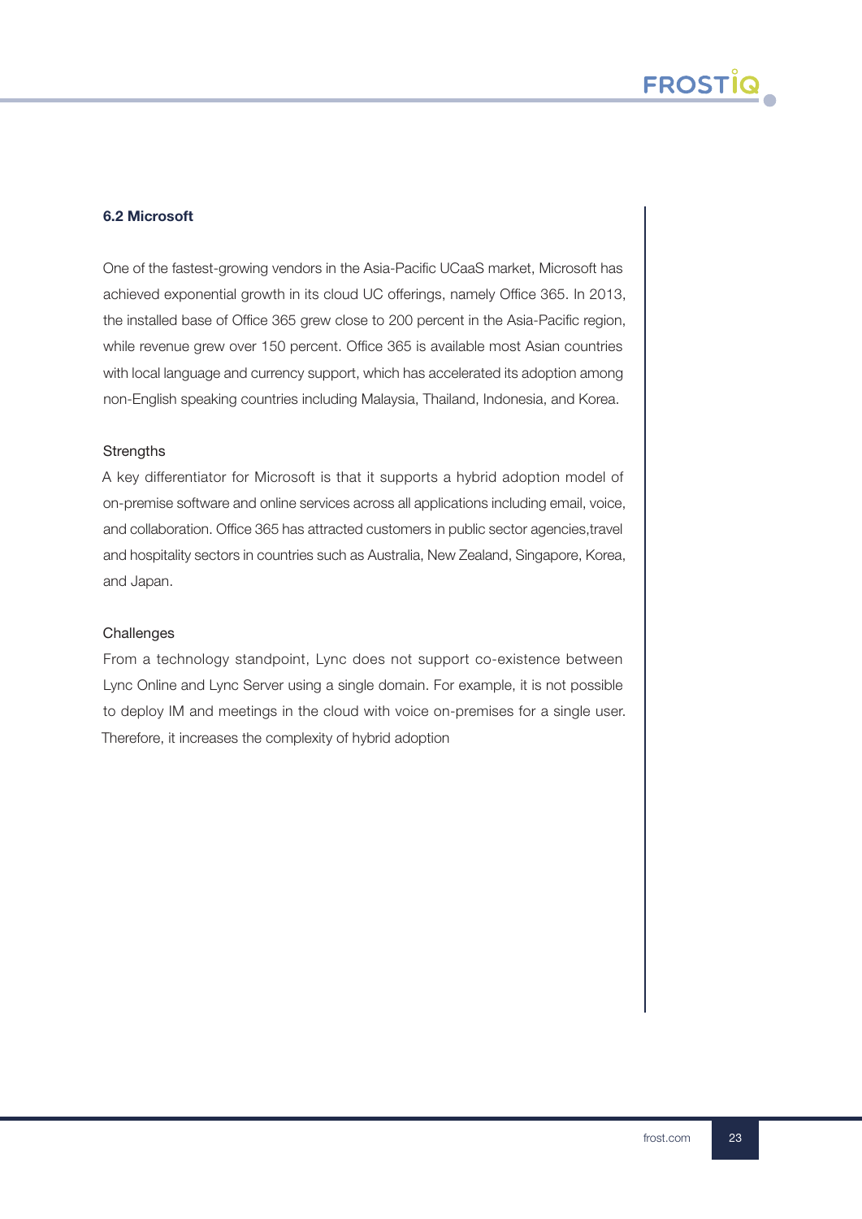## 6.2 Microsoft

One of the fastest-growing vendors in the Asia-Pacific UCaaS market, Microsoft has achieved exponential growth in its cloud UC offerings, namely Office 365. In 2013, the installed base of Office 365 grew close to 200 percent in the Asia-Pacific region, while revenue grew over 150 percent. Office 365 is available most Asian countries with local language and currency support, which has accelerated its adoption among non-English speaking countries including Malaysia, Thailand, Indonesia, and Korea.

### Strengths

A key differentiator for Microsoft is that it supports a hybrid adoption model of on-premise software and online services across all applications including email, voice, and collaboration. Office 365 has attracted customers in public sector agencies,travel and hospitality sectors in countries such as Australia, New Zealand, Singapore, Korea, and Japan.

### Challenges

From a technology standpoint, Lync does not support co-existence between Lync Online and Lync Server using a single domain. For example, it is not possible to deploy IM and meetings in the cloud with voice on-premises for a single user. Therefore, it increases the complexity of hybrid adoption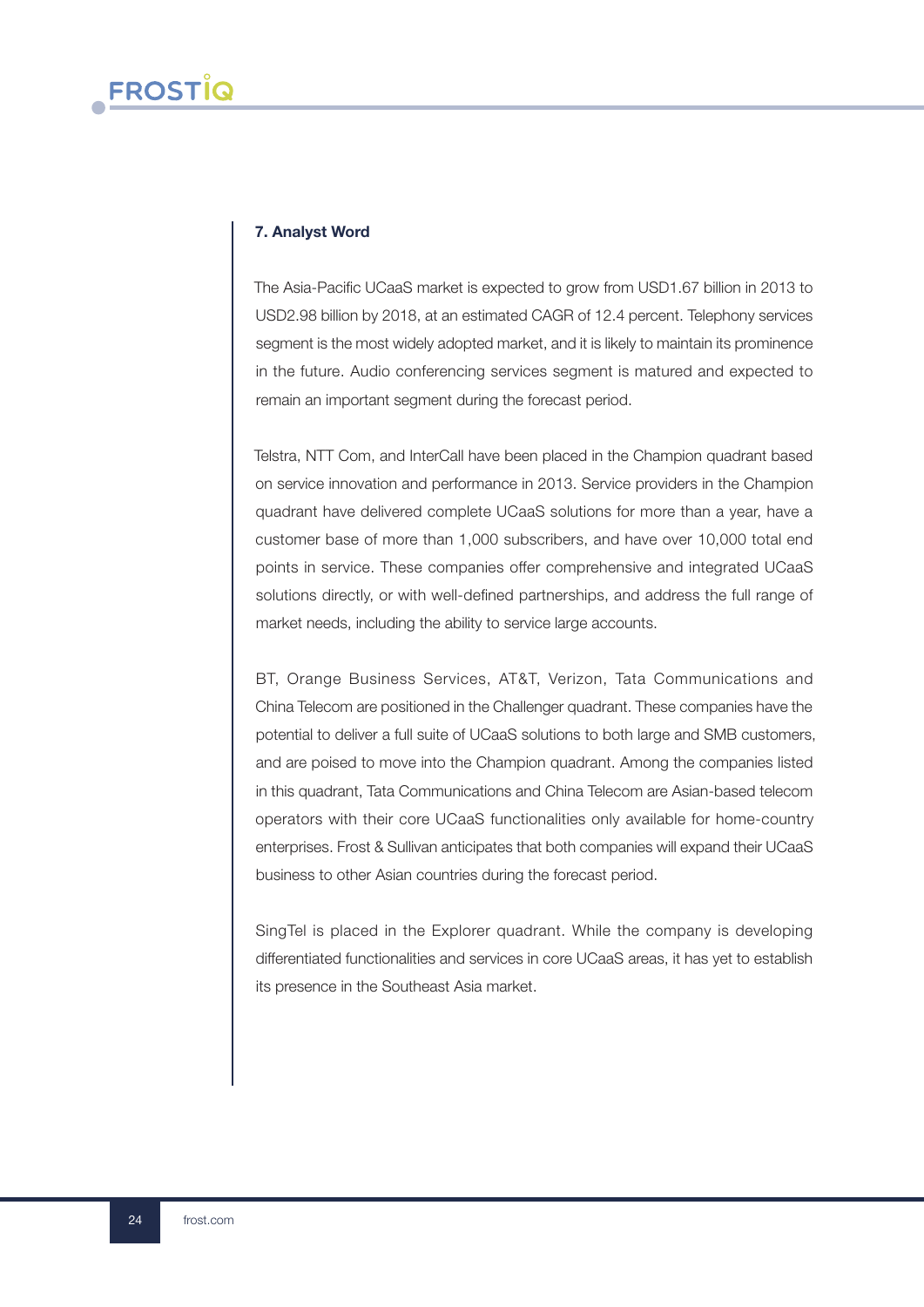## 7. Analyst Word

The Asia-Pacific UCaaS market is expected to grow from USD1.67 billion in 2013 to USD2.98 billion by 2018, at an estimated CAGR of 12.4 percent. Telephony services segment is the most widely adopted market, and it is likely to maintain its prominence in the future. Audio conferencing services segment is matured and expected to remain an important segment during the forecast period.

Telstra, NTT Com, and InterCall have been placed in the Champion quadrant based on service innovation and performance in 2013. Service providers in the Champion quadrant have delivered complete UCaaS solutions for more than a year, have a customer base of more than 1,000 subscribers, and have over 10,000 total end points in service. These companies offer comprehensive and integrated UCaaS solutions directly, or with well-defined partnerships, and address the full range of market needs, including the ability to service large accounts.

BT, Orange Business Services, AT&T, Verizon, Tata Communications and China Telecom are positioned in the Challenger quadrant. These companies have the potential to deliver a full suite of UCaaS solutions to both large and SMB customers, and are poised to move into the Champion quadrant. Among the companies listed in this quadrant, Tata Communications and China Telecom are Asian-based telecom operators with their core UCaaS functionalities only available for home-country enterprises. Frost & Sullivan anticipates that both companies will expand their UCaaS business to other Asian countries during the forecast period.

SingTel is placed in the Explorer quadrant. While the company is developing differentiated functionalities and services in core UCaaS areas, it has yet to establish its presence in the Southeast Asia market.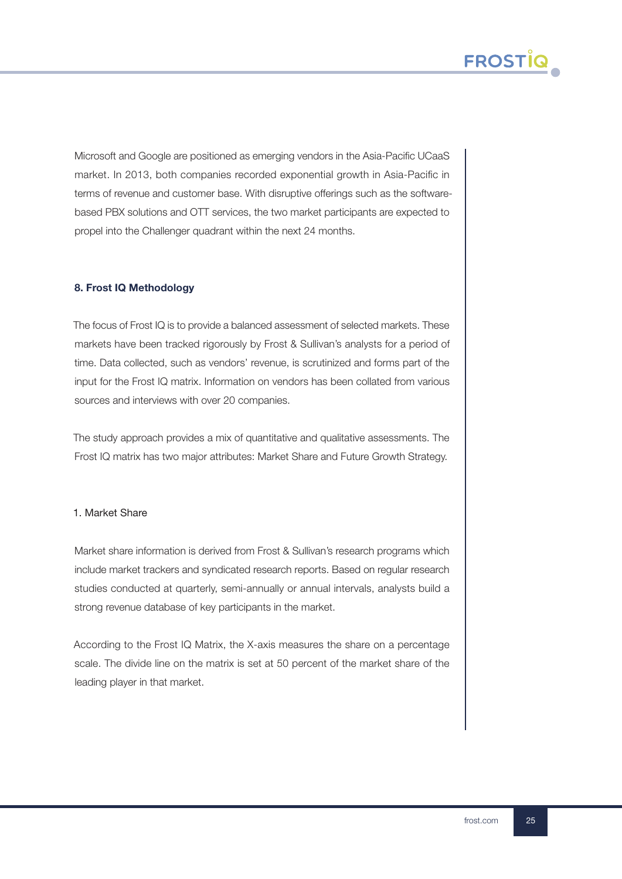Microsoft and Google are positioned as emerging vendors in the Asia-Pacific UCaaS market. In 2013, both companies recorded exponential growth in Asia-Pacific in terms of revenue and customer base. With disruptive offerings such as the software-based PBX solutions and OTT services, the two market participants are expected to propel into the Challenger quadrant within the next 24 months.

## 8. Frost IQ Methodology

The focus of Frost IQ is to provide a balanced assessment of selected markets. These markets have been tracked rigorously by Frost & Sullivan's analysts for a period of time. Data collected, such as vendors' revenue, is scrutinized and forms part of the input for the Frost IQ matrix. Information on vendors has been collated from various sources and interviews with over 20 companies.

The study approach provides a mix of quantitative and qualitative assessments. The Frost IQ matrix has two major attributes: Market Share and Future Growth Strategy.

### 1. Market Share

Market share information is derived from Frost & Sullivan's research programs which include market trackers and syndicated research reports. Based on regular research studies conducted at quarterly, semi-annually or annual intervals, analysts build a strong revenue database of key participants in the market.

According to the Frost IQ Matrix, the X-axis measures the share on a percentage scale. The divide line on the matrix is set at 50 percent of the market share of the leading player in that market.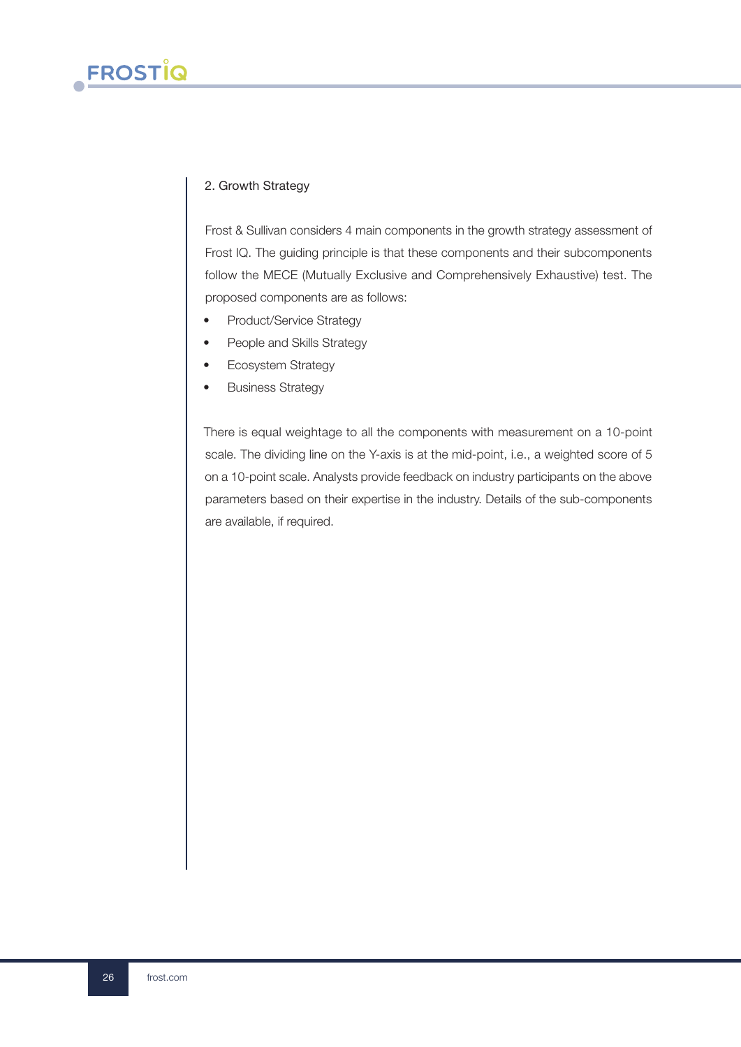## 2. Growth Strategy

Frost & Sullivan considers 4 main components in the growth strategy assessment of Frost IQ. The guiding principle is that these components and their subcomponents follow the MECE (Mutually Exclusive and Comprehensively Exhaustive) test. The proposed components are as follows:

- Product/Service Strategy
- People and Skills Strategy
- Ecosystem Strategy
- Business Strategy

There is equal weightage to all the components with measurement on a 10-point scale. The dividing line on the Y-axis is at the mid-point, i.e., a weighted score of 5 on a 10-point scale. Analysts provide feedback on industry participants on the above parameters based on their expertise in the industry. Details of the sub-components are available, if required.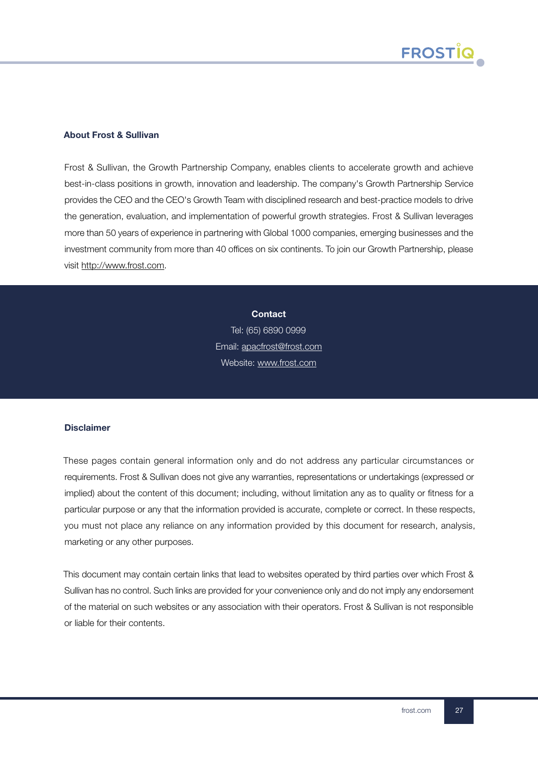## About Frost & Sullivan

Frost & Sullivan, the Growth Partnership Company, enables clients to accelerate growth and achieve best-in-class positions in growth, innovation and leadership. The company's Growth Partnership Service provides the CEO and the CEO's Growth Team with disciplined research and best-practice models to drive the generation, evaluation, and implementation of powerful growth strategies. Frost & Sullivan leverages more than 50 years of experience in partnering with Global 1000 companies, emerging businesses and the investment community from more than 40 offices on six continents. To join our Growth Partnership, please visit http://www.frost.com.

**Contact**

Tel: (65) 6890 0999

Email: apacfrost@frost.com

Website: www.frost.com

## Disclaimer

These pages contain general information only and do not address any particular circumstances or requirements. Frost & Sullivan does not give any warranties, representations or undertakings (expressed or implied) about the content of this document; including, without limitation any as to quality or fitness for a particular purpose or any that the information provided is accurate, complete or correct. In these respects, you must not place any reliance on any information provided by this document for research, analysis, marketing or any other purposes.

This document may contain certain links that lead to websites operated by third parties over which Frost & Sullivan has no control. Such links are provided for your convenience only and do not imply any endorsement of the material on such websites or any association with their operators. Frost & Sullivan is not responsible or liable for their contents.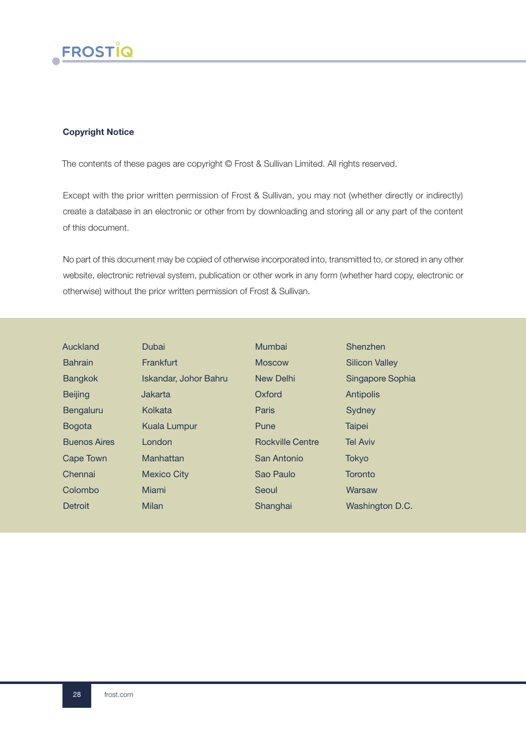**Copyright Notice**

The contents of these pages are copyright © Frost & Sullivan Limited. All rights reserved.

Except with the prior written permission of Frost & Sullivan, you may not (whether directly or indirectly) create a database in an electronic or other from by downloading and storing all or any part of the content of this document.

No part of this document may be copied of otherwise incorporated into, transmitted to, or stored in any other website, electronic retrieval system, publication or other work in any form (whether hard copy, electronic or otherwise) without the prior written permission of Frost & Sullivan.

Auckland
Bahrain
Bangkok
Beijing
Bengaluru
Bogota
Buenos Aires
Cape Town
Chennai
Colombo
Detroit
Dubai
Frankfurt
Iskandar, Johor Bahru
Jakarta
Kolkata
Kuala Lumpur
London
Manhattan
Mexico City
Miami
Milan
Mumbai
Moscow
New Delhi
Oxford
Paris
Pune
Rockville Centre
San Antonio
Sao Paulo
Seoul
Shanghai
Shenzhen
Silicon Valley
Singapore Sophia
Antipolis
Sydney
Taipei
Tel Aviv
Tokyo
Toronto
Warsaw
Washington D.C.